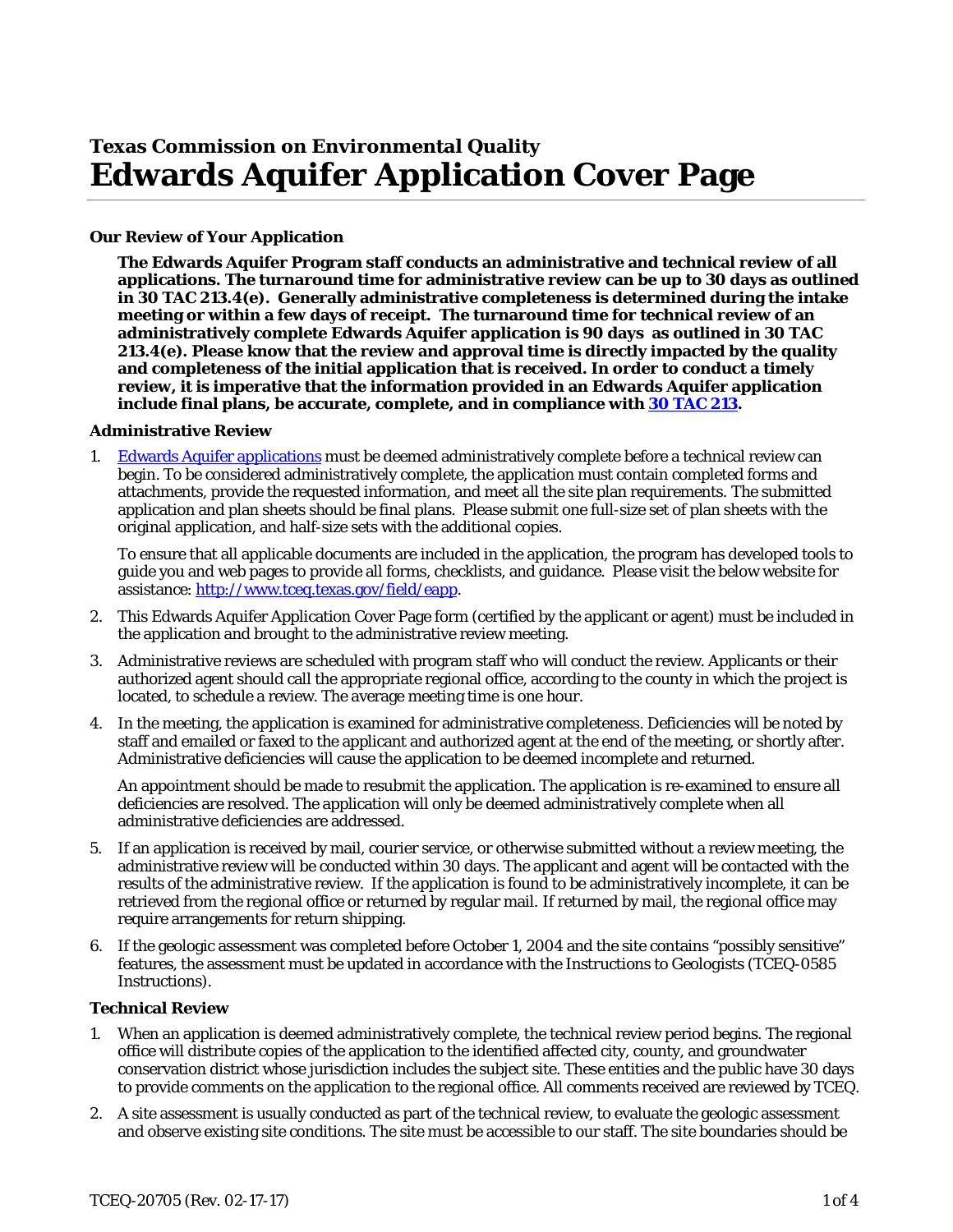**Texas Commission on Environmental Quality**

# Edwards Aquifer Application Cover Page

### Our Review of Your Application

**The Edwards Aquifer Program staff conducts an administrative and technical review of all applications. The turnaround time for administrative review can be up to 30 days as outlined in 30 TAC 213.4(e). Generally administrative completeness is determined during the intake meeting or within a few days of receipt. The turnaround time for technical review of an administratively complete Edwards Aquifer application is 90 days as outlined in 30 TAC 213.4(e). Please know that the review and approval time is directly impacted by the quality and completeness of the initial application that is received. In order to conduct a timely review, it is imperative that the information provided in an Edwards Aquifer application include final plans, be accurate, complete, and in compliance with [30 TAC 213](#).**

### Administrative Review

1. [Edwards Aquifer applications](#) must be deemed administratively complete before a technical review can begin. To be considered administratively complete, the application must contain completed forms and attachments, provide the requested information, and meet all the site plan requirements. The submitted application and plan sheets should be final plans. Please submit one full-size set of plan sheets with the original application, and half-size sets with the additional copies.

   To ensure that all applicable documents are included in the application, the program has developed tools to guide you and web pages to provide all forms, checklists, and guidance. Please visit the below website for assistance: [http://www.tceq.texas.gov/field/eapp](http://www.tceq.texas.gov/field/eapp).

2. This Edwards Aquifer Application Cover Page form (certified by the applicant or agent) must be included in the application and brought to the administrative review meeting.

3. Administrative reviews are scheduled with program staff who will conduct the review. Applicants or their authorized agent should call the appropriate regional office, according to the county in which the project is located, to schedule a review. The average meeting time is one hour.

4. In the meeting, the application is examined for administrative completeness. Deficiencies will be noted by staff and emailed or faxed to the applicant and authorized agent at the end of the meeting, or shortly after. Administrative deficiencies will cause the application to be deemed incomplete and returned.

   An appointment should be made to resubmit the application. The application is re-examined to ensure all deficiencies are resolved. The application will only be deemed administratively complete when all administrative deficiencies are addressed.

5. If an application is received by mail, courier service, or otherwise submitted without a review meeting, the administrative review will be conducted within 30 days. The applicant and agent will be contacted with the results of the administrative review. If the application is found to be administratively incomplete, it can be retrieved from the regional office or returned by regular mail. If returned by mail, the regional office may require arrangements for return shipping.

6. If the geologic assessment was completed before October 1, 2004 and the site contains "possibly sensitive" features, the assessment must be updated in accordance with the Instructions to Geologists (TCEQ-0585 Instructions).

### Technical Review

1. When an application is deemed administratively complete, the technical review period begins. The regional office will distribute copies of the application to the identified affected city, county, and groundwater conservation district whose jurisdiction includes the subject site. These entities and the public have 30 days to provide comments on the application to the regional office. All comments received are reviewed by TCEQ.

2. A site assessment is usually conducted as part of the technical review, to evaluate the geologic assessment and observe existing site conditions. The site must be accessible to our staff. The site boundaries should be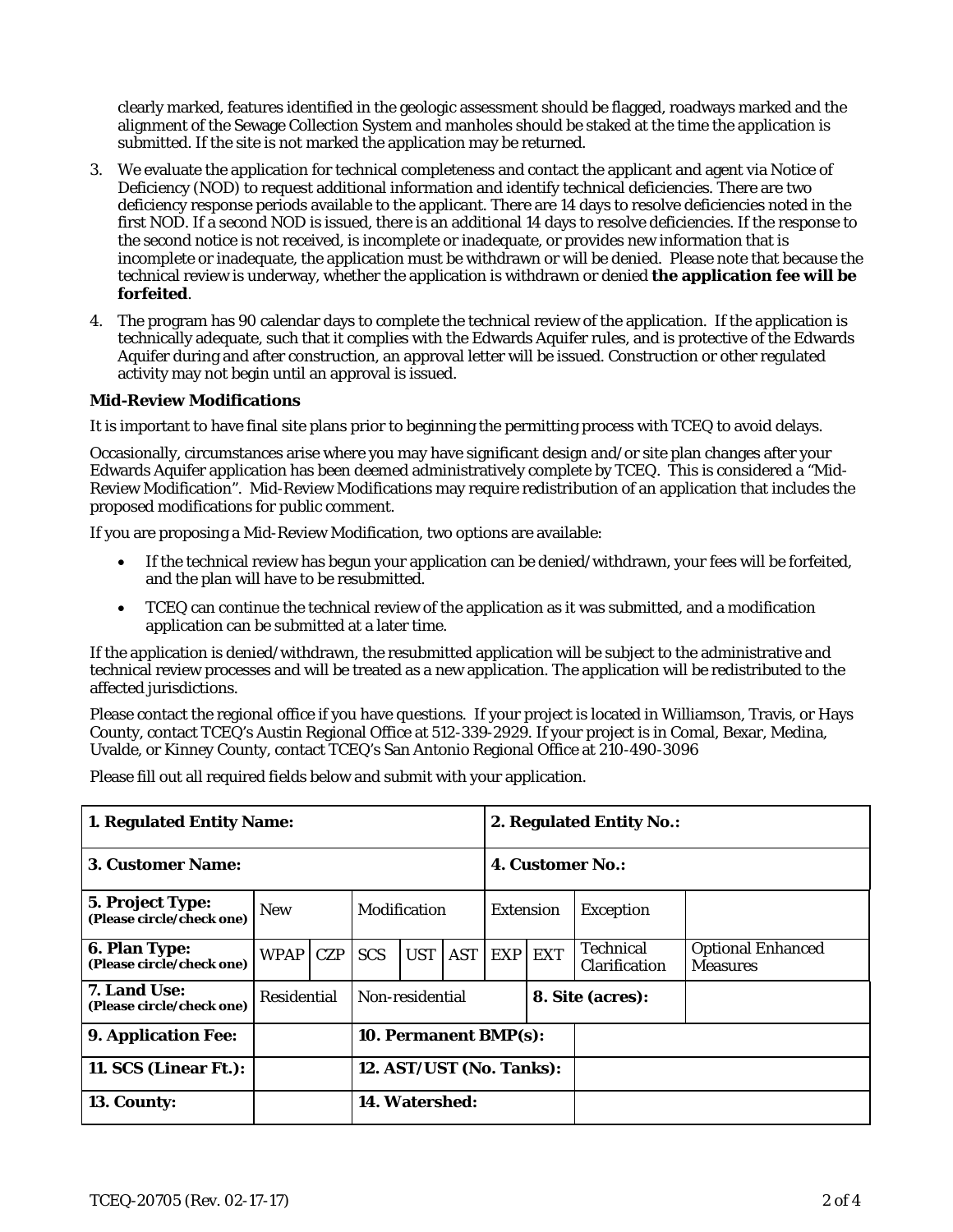clearly marked, features identified in the geologic assessment should be flagged, roadways marked and the alignment of the Sewage Collection System and manholes should be staked at the time the application is submitted. If the site is not marked the application may be returned.

3. We evaluate the application for technical completeness and contact the applicant and agent via Notice of Deficiency (NOD) to request additional information and identify technical deficiencies. There are two deficiency response periods available to the applicant. There are 14 days to resolve deficiencies noted in the first NOD. If a second NOD is issued, there is an additional 14 days to resolve deficiencies. If the response to the second notice is not received, is incomplete or inadequate, or provides new information that is incomplete or inadequate, the application must be withdrawn or will be denied. Please note that because the technical review is underway, whether the application is withdrawn or denied **the application fee will be forfeited**.
4. The program has 90 calendar days to complete the technical review of the application. If the application is technically adequate, such that it complies with the Edwards Aquifer rules, and is protective of the Edwards Aquifer during and after construction, an approval letter will be issued. Construction or other regulated activity may not begin until an approval is issued.

**Mid-Review Modifications**

It is important to have final site plans prior to beginning the permitting process with TCEQ to avoid delays.

Occasionally, circumstances arise where you may have significant design and/or site plan changes after your Edwards Aquifer application has been deemed administratively complete by TCEQ. This is considered a "Mid-Review Modification". Mid-Review Modifications may require redistribution of an application that includes the proposed modifications for public comment.

If you are proposing a Mid-Review Modification, two options are available:

- If the technical review has begun your application can be denied/withdrawn, your fees will be forfeited, and the plan will have to be resubmitted.
- TCEQ can continue the technical review of the application as it was submitted, and a modification application can be submitted at a later time.

If the application is denied/withdrawn, the resubmitted application will be subject to the administrative and technical review processes and will be treated as a new application. The application will be redistributed to the affected jurisdictions.

Please contact the regional office if you have questions. If your project is located in Williamson, Travis, or Hays County, contact TCEQ's Austin Regional Office at 512-339-2929. If your project is in Comal, Bexar, Medina, Uvalde, or Kinney County, contact TCEQ's San Antonio Regional Office at 210-490-3096

Please fill out all required fields below and submit with your application.

| **1. Regulated Entity Name:** | | | | | | **2. Regulated Entity No.:** | | | |
|---|---|---|---|---|---|---|---|---|---|
| **3. Customer Name:** | | | | | | **4. Customer No.:** | | | |
| **5. Project Type:** **(Please circle/check one)** | New | | Modification | | | Extension | | Exception | |
| **6. Plan Type:** **(Please circle/check one)** | WPAP | CZP | SCS | UST | AST | EXP | EXT | Technical Clarification | Optional Enhanced Measures |
| **7. Land Use:** **(Please circle/check one)** | Residential | | Non-residential | | | | **8. Site (acres):** | | |
| **9. Application Fee:** | | | **10. Permanent BMP(s):** | | | | | | |
| **11. SCS (Linear Ft.):** | | | **12. AST/UST (No. Tanks):** | | | | | | |
| **13. County:** | | | **14. Watershed:** | | | | | | |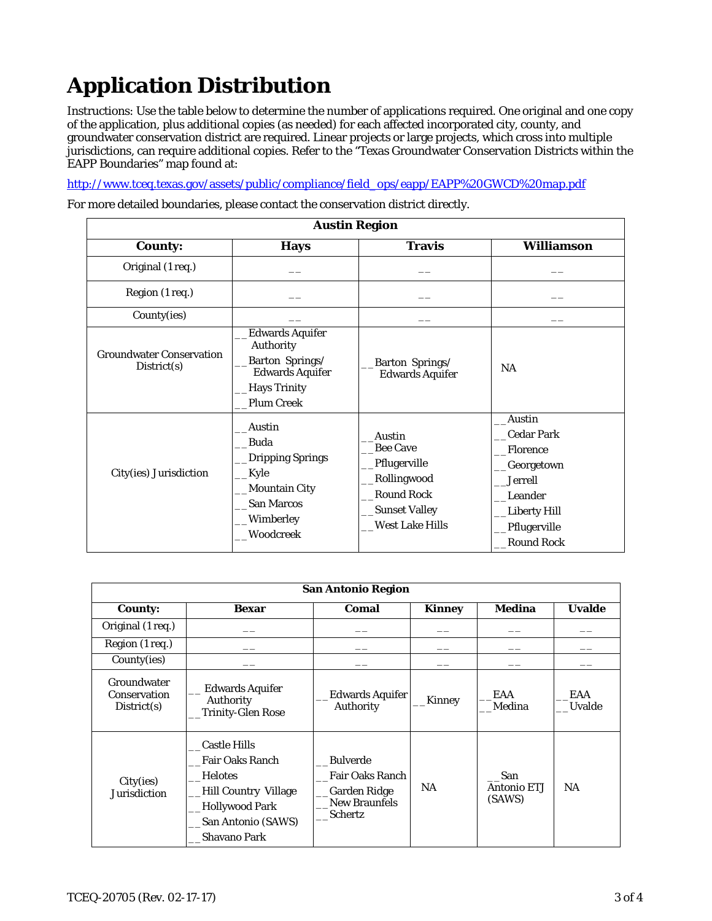# Application Distribution

Instructions: Use the table below to determine the number of applications required. One original and one copy of the application, plus additional copies (as needed) for each affected incorporated city, county, and groundwater conservation district are required. Linear projects or large projects, which cross into multiple jurisdictions, can require additional copies. Refer to the "Texas Groundwater Conservation Districts within the EAPP Boundaries" map found at:

http://www.tceq.texas.gov/assets/public/compliance/field_ops/eapp/EAPP%20GWCD%20map.pdf

For more detailed boundaries, please contact the conservation district directly.

| Austin Region | | | |
|---|---|---|---|
| **County:** | **Hays** | **Travis** | **Williamson** |
| Original (1 req.) | __ | __ | __ |
| Region (1 req.) | __ | __ | __ |
| County(ies) | __ | __ | __ |
| Groundwater Conservation District(s) | __Edwards Aquifer Authority<br>__Barton Springs/ Edwards Aquifer<br>__Hays Trinity<br>__Plum Creek | __Barton Springs/ Edwards Aquifer | NA |
| City(ies) Jurisdiction | __Austin<br>__Buda<br>__Dripping Springs<br>__Kyle<br>__Mountain City<br>__San Marcos<br>__Wimberley<br>__Woodcreek | __Austin<br>__Bee Cave<br>__Pflugerville<br>__Rollingwood<br>__Round Rock<br>__Sunset Valley<br>__West Lake Hills | __Austin<br>__Cedar Park<br>__Florence<br>__Georgetown<br>__Jerrell<br>__Leander<br>__Liberty Hill<br>__Pflugerville<br>__Round Rock |

| San Antonio Region | | | | | |
|---|---|---|---|---|---|
| **County:** | **Bexar** | **Comal** | **Kinney** | **Medina** | **Uvalde** |
| Original (1 req.) | __ | __ | __ | __ | __ |
| Region (1 req.) | __ | __ | __ | __ | __ |
| County(ies) | __ | __ | __ | __ | __ |
| Groundwater Conservation District(s) | __ Edwards Aquifer Authority<br>__Trinity-Glen Rose | __Edwards Aquifer Authority | __Kinney | __EAA<br>__Medina | __EAA<br>__Uvalde |
| City(ies) Jurisdiction | __Castle Hills<br>__Fair Oaks Ranch<br>__Helotes<br>__Hill Country Village<br>__Hollywood Park<br>__San Antonio (SAWS)<br>__Shavano Park | __Bulverde<br>__Fair Oaks Ranch<br>__Garden Ridge<br>__New Braunfels<br>__Schertz | NA | __San Antonio ETJ (SAWS) | NA |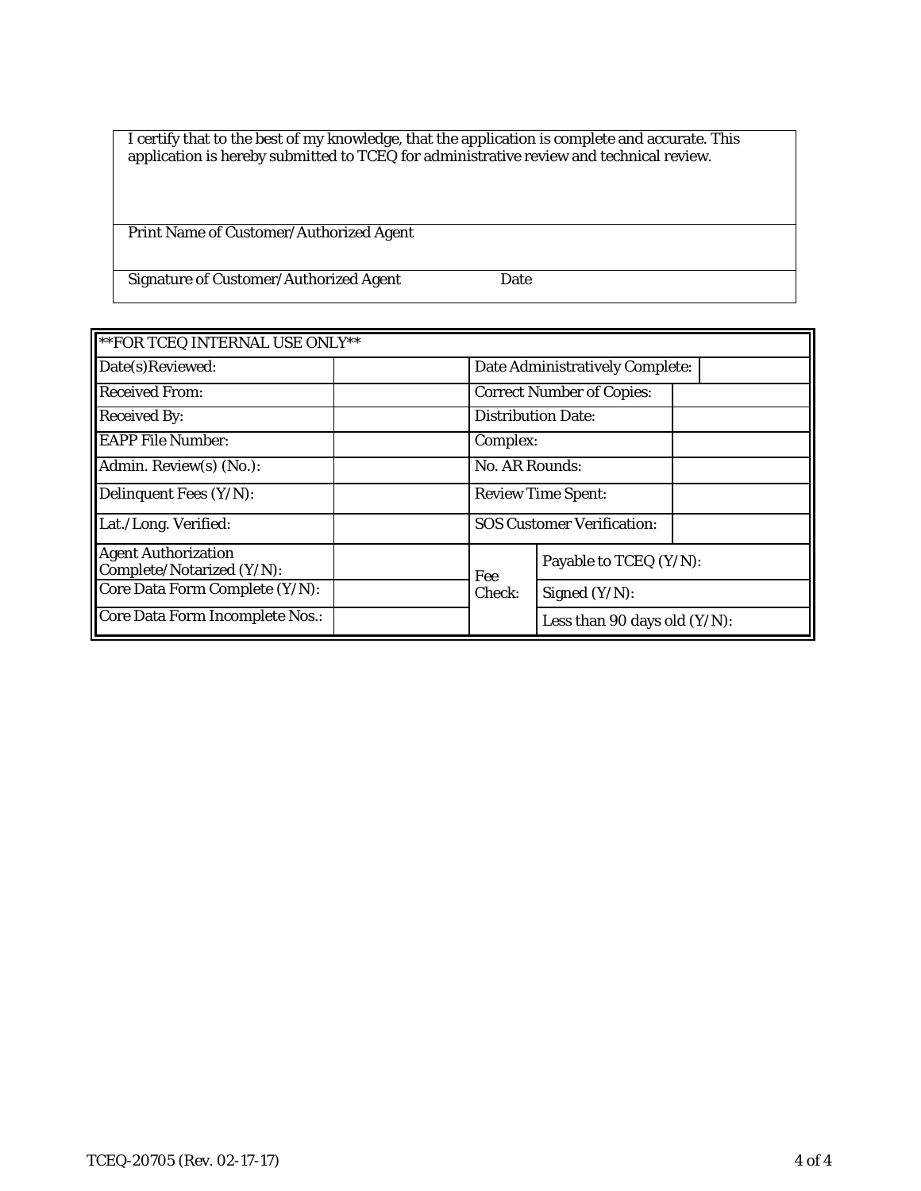I certify that to the best of my knowledge, that the application is complete and accurate. This application is hereby submitted to TCEQ for administrative review and technical review.

Print Name of Customer/Authorized Agent

Signature of Customer/Authorized Agent Date

| **FOR TCEQ INTERNAL USE ONLY** | | | | |
|---|---|---|---|---|
| Date(s)Reviewed: | | Date Administratively Complete: | | |
| Received From: | | Correct Number of Copies: | | |
| Received By: | | Distribution Date: | | |
| EAPP File Number: | | Complex: | | |
| Admin. Review(s) (No.): | | No. AR Rounds: | | |
| Delinquent Fees (Y/N): | | Review Time Spent: | | |
| Lat./Long. Verified: | | SOS Customer Verification: | | |
| Agent Authorization Complete/Notarized (Y/N): | | Fee Check: | Payable to TCEQ (Y/N): | |
| Core Data Form Complete (Y/N): | | | Signed (Y/N): | |
| Core Data Form Incomplete Nos.: | | | Less than 90 days old (Y/N): | |

TCEQ-20705 (Rev. 02-17-17)